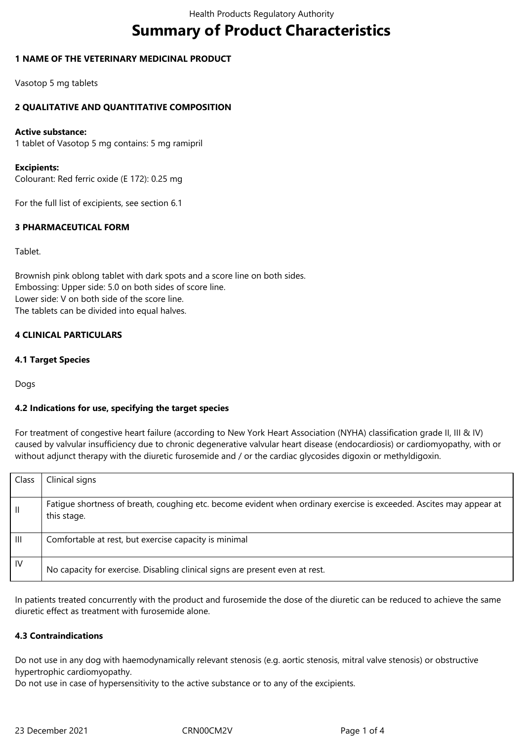# Summary of Product Characteristics

## 1 NAME OF THE VETERINARY MEDICINAL PRODUCT

Vasotop 5 mg tablets

## 2 QUALITATIVE AND QUANTITATIVE COMPOSITION

**Active substance:**
1 tablet of Vasotop 5 mg contains: 5 mg ramipril

**Excipients:**
Colourant: Red ferric oxide (E 172): 0.25 mg

For the full list of excipients, see section 6.1

## 3 PHARMACEUTICAL FORM

Tablet.

Brownish pink oblong tablet with dark spots and a score line on both sides.
Embossing: Upper side: 5.0 on both sides of score line.
Lower side: V on both side of the score line.
The tablets can be divided into equal halves.

## 4 CLINICAL PARTICULARS

### 4.1 Target Species

Dogs

### 4.2 Indications for use, specifying the target species

For treatment of congestive heart failure (according to New York Heart Association (NYHA) classification grade II, III & IV) caused by valvular insufficiency due to chronic degenerative valvular heart disease (endocardiosis) or cardiomyopathy, with or without adjunct therapy with the diuretic furosemide and / or the cardiac glycosides digoxin or methyldigoxin.

| Class | Clinical signs |
|---|---|
| II | Fatigue shortness of breath, coughing etc. become evident when ordinary exercise is exceeded. Ascites may appear at this stage. |
| III | Comfortable at rest, but exercise capacity is minimal |
| IV | No capacity for exercise. Disabling clinical signs are present even at rest. |

In patients treated concurrently with the product and furosemide the dose of the diuretic can be reduced to achieve the same diuretic effect as treatment with furosemide alone.

### 4.3 Contraindications

Do not use in any dog with haemodynamically relevant stenosis (e.g. aortic stenosis, mitral valve stenosis) or obstructive hypertrophic cardiomyopathy.
Do not use in case of hypersensitivity to the active substance or to any of the excipients.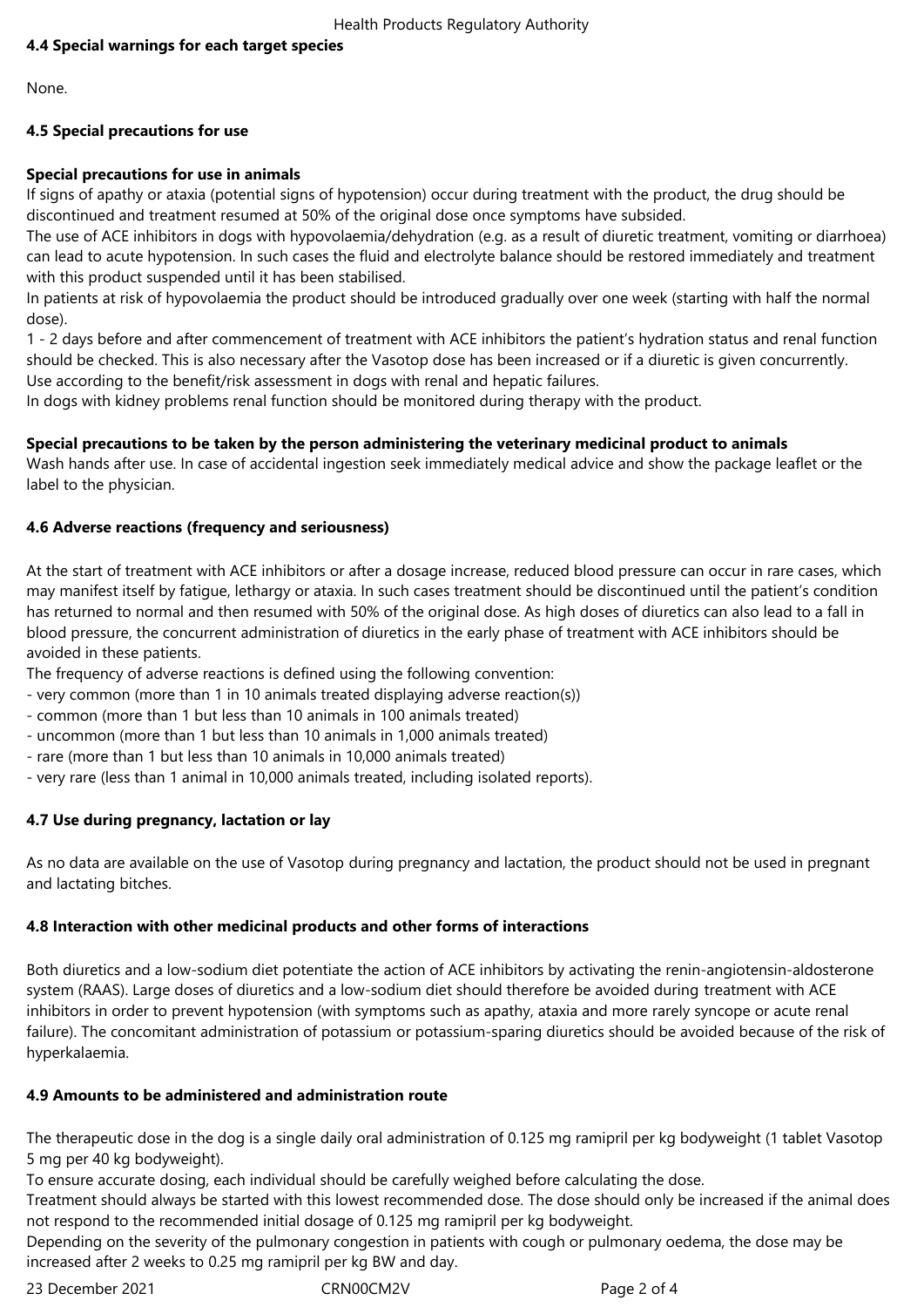### 4.4 Special warnings for each target species

None.

### 4.5 Special precautions for use

**Special precautions for use in animals**

If signs of apathy or ataxia (potential signs of hypotension) occur during treatment with the product, the drug should be discontinued and treatment resumed at 50% of the original dose once symptoms have subsided.

The use of ACE inhibitors in dogs with hypovolaemia/dehydration (e.g. as a result of diuretic treatment, vomiting or diarrhoea) can lead to acute hypotension. In such cases the fluid and electrolyte balance should be restored immediately and treatment with this product suspended until it has been stabilised.

In patients at risk of hypovolaemia the product should be introduced gradually over one week (starting with half the normal dose).

1 - 2 days before and after commencement of treatment with ACE inhibitors the patient's hydration status and renal function should be checked. This is also necessary after the Vasotop dose has been increased or if a diuretic is given concurrently.

Use according to the benefit/risk assessment in dogs with renal and hepatic failures.

In dogs with kidney problems renal function should be monitored during therapy with the product.

**Special precautions to be taken by the person administering the veterinary medicinal product to animals**

Wash hands after use. In case of accidental ingestion seek immediately medical advice and show the package leaflet or the label to the physician.

### 4.6 Adverse reactions (frequency and seriousness)

At the start of treatment with ACE inhibitors or after a dosage increase, reduced blood pressure can occur in rare cases, which may manifest itself by fatigue, lethargy or ataxia. In such cases treatment should be discontinued until the patient's condition has returned to normal and then resumed with 50% of the original dose. As high doses of diuretics can also lead to a fall in blood pressure, the concurrent administration of diuretics in the early phase of treatment with ACE inhibitors should be avoided in these patients.

The frequency of adverse reactions is defined using the following convention:

- very common (more than 1 in 10 animals treated displaying adverse reaction(s))
- common (more than 1 but less than 10 animals in 100 animals treated)
- uncommon (more than 1 but less than 10 animals in 1,000 animals treated)
- rare (more than 1 but less than 10 animals in 10,000 animals treated)
- very rare (less than 1 animal in 10,000 animals treated, including isolated reports).

### 4.7 Use during pregnancy, lactation or lay

As no data are available on the use of Vasotop during pregnancy and lactation, the product should not be used in pregnant and lactating bitches.

### 4.8 Interaction with other medicinal products and other forms of interactions

Both diuretics and a low-sodium diet potentiate the action of ACE inhibitors by activating the renin-angiotensin-aldosterone system (RAAS). Large doses of diuretics and a low-sodium diet should therefore be avoided during treatment with ACE inhibitors in order to prevent hypotension (with symptoms such as apathy, ataxia and more rarely syncope or acute renal failure). The concomitant administration of potassium or potassium-sparing diuretics should be avoided because of the risk of hyperkalaemia.

### 4.9 Amounts to be administered and administration route

The therapeutic dose in the dog is a single daily oral administration of 0.125 mg ramipril per kg bodyweight (1 tablet Vasotop 5 mg per 40 kg bodyweight).

To ensure accurate dosing, each individual should be carefully weighed before calculating the dose.

Treatment should always be started with this lowest recommended dose. The dose should only be increased if the animal does not respond to the recommended initial dosage of 0.125 mg ramipril per kg bodyweight.

Depending on the severity of the pulmonary congestion in patients with cough or pulmonary oedema, the dose may be increased after 2 weeks to 0.25 mg ramipril per kg BW and day.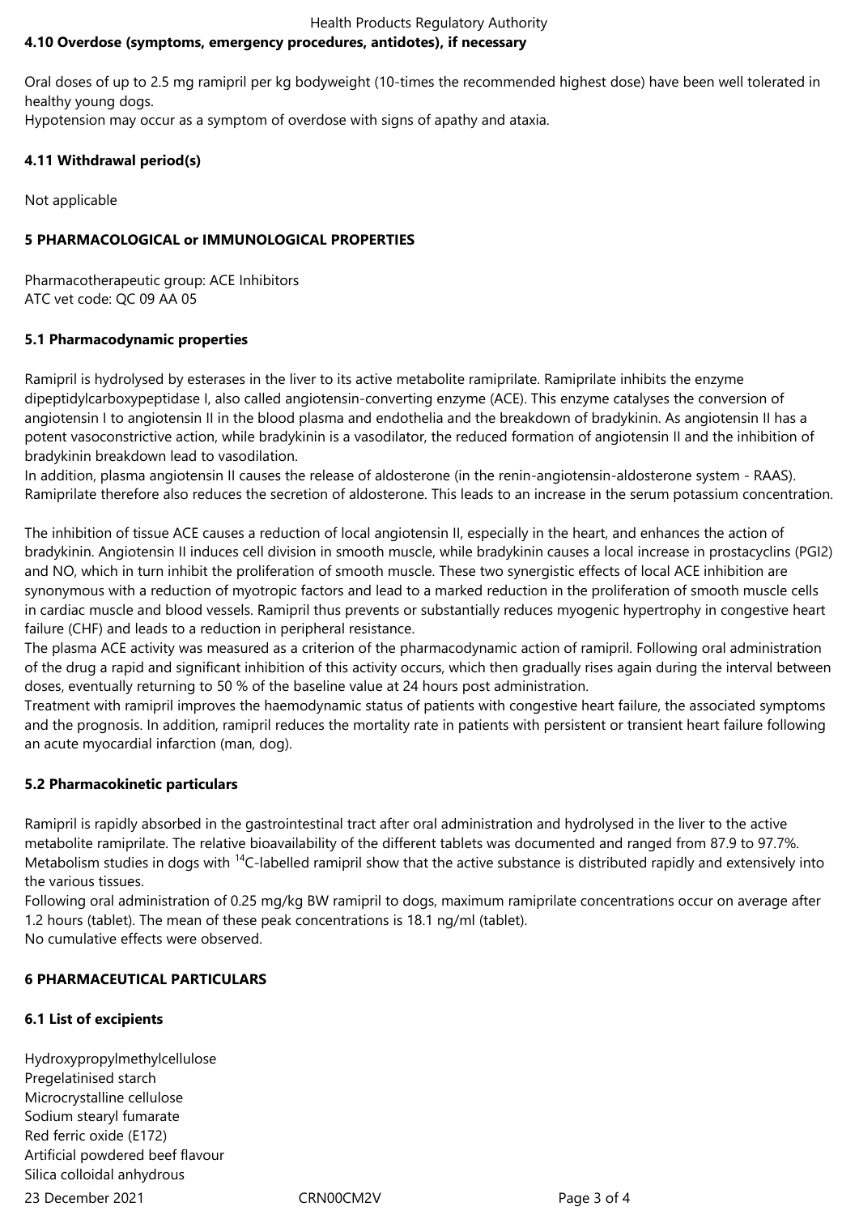## 4.10 Overdose (symptoms, emergency procedures, antidotes), if necessary

Oral doses of up to 2.5 mg ramipril per kg bodyweight (10-times the recommended highest dose) have been well tolerated in healthy young dogs.
Hypotension may occur as a symptom of overdose with signs of apathy and ataxia.

## 4.11 Withdrawal period(s)

Not applicable

# 5 PHARMACOLOGICAL or IMMUNOLOGICAL PROPERTIES

Pharmacotherapeutic group: ACE Inhibitors
ATC vet code: QC 09 AA 05

## 5.1 Pharmacodynamic properties

Ramipril is hydrolysed by esterases in the liver to its active metabolite ramiprilate. Ramiprilate inhibits the enzyme dipeptidylcarboxypeptidase I, also called angiotensin-converting enzyme (ACE). This enzyme catalyses the conversion of angiotensin I to angiotensin II in the blood plasma and endothelia and the breakdown of bradykinin. As angiotensin II has a potent vasoconstrictive action, while bradykinin is a vasodilator, the reduced formation of angiotensin II and the inhibition of bradykinin breakdown lead to vasodilation.
In addition, plasma angiotensin II causes the release of aldosterone (in the renin-angiotensin-aldosterone system - RAAS). Ramiprilate therefore also reduces the secretion of aldosterone. This leads to an increase in the serum potassium concentration.

The inhibition of tissue ACE causes a reduction of local angiotensin II, especially in the heart, and enhances the action of bradykinin. Angiotensin II induces cell division in smooth muscle, while bradykinin causes a local increase in prostacyclins (PGI2) and NO, which in turn inhibit the proliferation of smooth muscle. These two synergistic effects of local ACE inhibition are synonymous with a reduction of myotropic factors and lead to a marked reduction in the proliferation of smooth muscle cells in cardiac muscle and blood vessels. Ramipril thus prevents or substantially reduces myogenic hypertrophy in congestive heart failure (CHF) and leads to a reduction in peripheral resistance.
The plasma ACE activity was measured as a criterion of the pharmacodynamic action of ramipril. Following oral administration of the drug a rapid and significant inhibition of this activity occurs, which then gradually rises again during the interval between doses, eventually returning to 50 % of the baseline value at 24 hours post administration.
Treatment with ramipril improves the haemodynamic status of patients with congestive heart failure, the associated symptoms and the prognosis. In addition, ramipril reduces the mortality rate in patients with persistent or transient heart failure following an acute myocardial infarction (man, dog).

## 5.2 Pharmacokinetic particulars

Ramipril is rapidly absorbed in the gastrointestinal tract after oral administration and hydrolysed in the liver to the active metabolite ramiprilate. The relative bioavailability of the different tablets was documented and ranged from 87.9 to 97.7%. Metabolism studies in dogs with $^{14}$C-labelled ramipril show that the active substance is distributed rapidly and extensively into the various tissues.
Following oral administration of 0.25 mg/kg BW ramipril to dogs, maximum ramiprilate concentrations occur on average after 1.2 hours (tablet). The mean of these peak concentrations is 18.1 ng/ml (tablet).
No cumulative effects were observed.

# 6 PHARMACEUTICAL PARTICULARS

## 6.1 List of excipients

Hydroxypropylmethylcellulose
Pregelatinised starch
Microcrystalline cellulose
Sodium stearyl fumarate
Red ferric oxide (E172)
Artificial powdered beef flavour
Silica colloidal anhydrous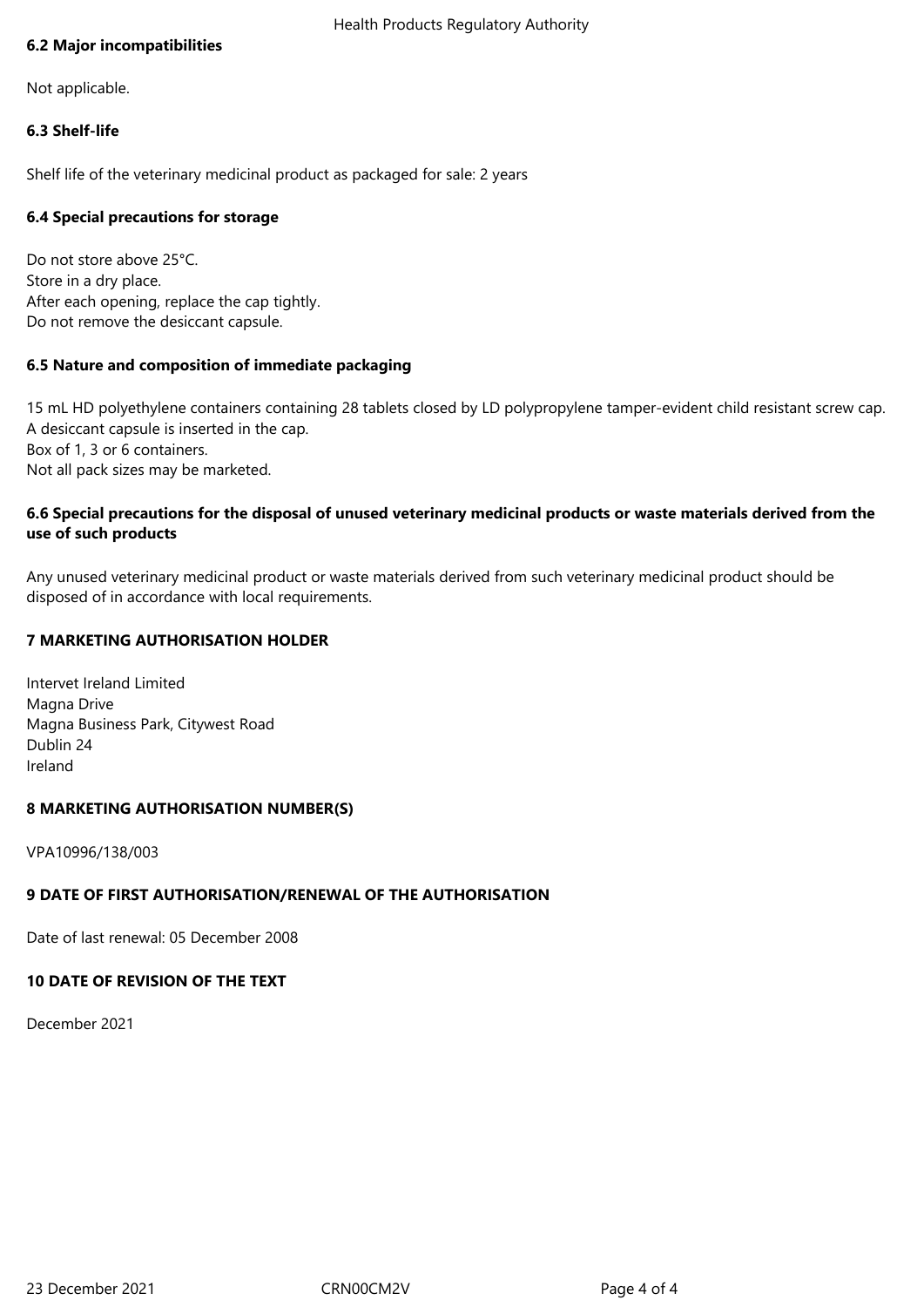#### 6.2 Major incompatibilities

Not applicable.

#### 6.3 Shelf-life

Shelf life of the veterinary medicinal product as packaged for sale: 2 years

#### 6.4 Special precautions for storage

Do not store above 25°C.
Store in a dry place.
After each opening, replace the cap tightly.
Do not remove the desiccant capsule.

#### 6.5 Nature and composition of immediate packaging

15 mL HD polyethylene containers containing 28 tablets closed by LD polypropylene tamper-evident child resistant screw cap.
A desiccant capsule is inserted in the cap.
Box of 1, 3 or 6 containers.
Not all pack sizes may be marketed.

#### 6.6 Special precautions for the disposal of unused veterinary medicinal products or waste materials derived from the use of such products

Any unused veterinary medicinal product or waste materials derived from such veterinary medicinal product should be disposed of in accordance with local requirements.

## 7 MARKETING AUTHORISATION HOLDER

Intervet Ireland Limited
Magna Drive
Magna Business Park, Citywest Road
Dublin 24
Ireland

## 8 MARKETING AUTHORISATION NUMBER(S)

VPA10996/138/003

## 9 DATE OF FIRST AUTHORISATION/RENEWAL OF THE AUTHORISATION

Date of last renewal: 05 December 2008

## 10 DATE OF REVISION OF THE TEXT

December 2021